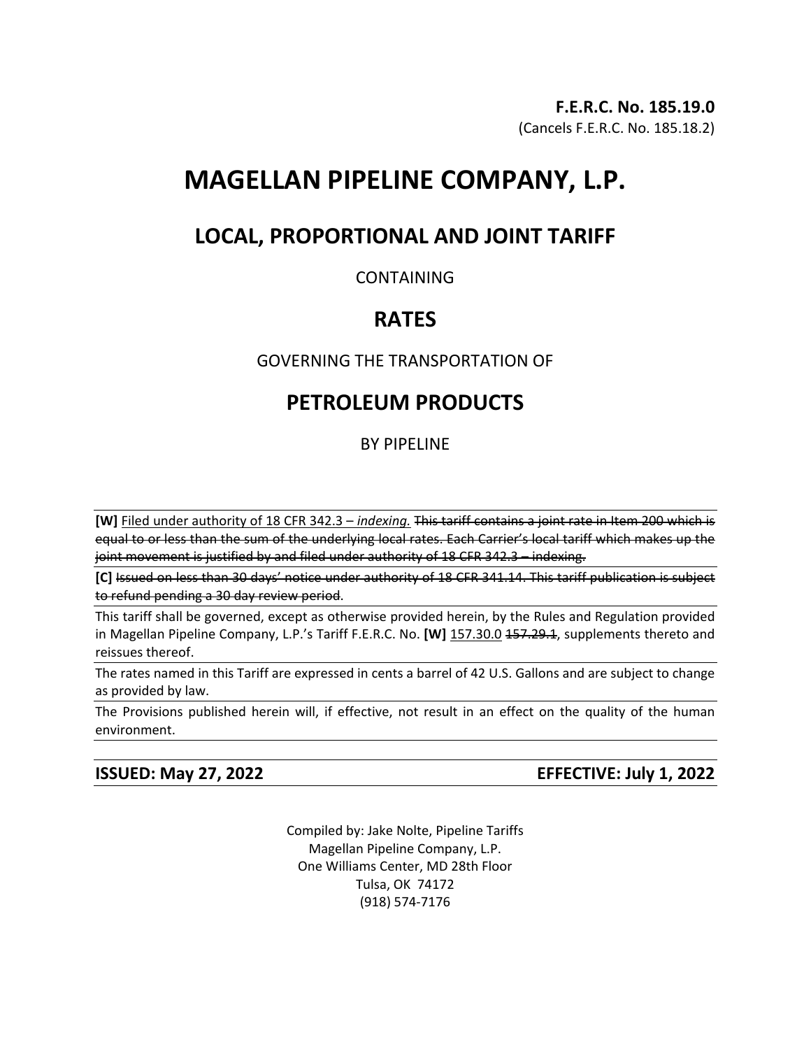**F.E.R.C. No. 185.19.0**
(Cancels F.E.R.C. No. 185.18.2)

# MAGELLAN PIPELINE COMPANY, L.P.

## LOCAL, PROPORTIONAL AND JOINT TARIFF

CONTAINING

## RATES

GOVERNING THE TRANSPORTATION OF

## PETROLEUM PRODUCTS

BY PIPELINE

**[W]** <u>Filed under authority of 18 CFR 342.3 – *indexing.*</u> ~~This tariff contains a joint rate in Item 200 which is equal to or less than the sum of the underlying local rates. Each Carrier's local tariff which makes up the joint movement is justified by and filed under authority of 18 CFR 342.3 – indexing.~~

**[C]** ~~Issued on less than 30 days' notice under authority of 18 CFR 341.14. This tariff publication is subject to refund pending a 30 day review period.~~

This tariff shall be governed, except as otherwise provided herein, by the Rules and Regulation provided in Magellan Pipeline Company, L.P.'s Tariff F.E.R.C. No. **[W]** <u>157.30.0</u> ~~157.29.1~~, supplements thereto and reissues thereof.

The rates named in this Tariff are expressed in cents a barrel of 42 U.S. Gallons and are subject to change as provided by law.

The Provisions published herein will, if effective, not result in an effect on the quality of the human environment.

**ISSUED: May 27, 2022** **EFFECTIVE: July 1, 2022**

Compiled by: Jake Nolte, Pipeline Tariffs
Magellan Pipeline Company, L.P.
One Williams Center, MD 28th Floor
Tulsa, OK 74172
(918) 574-7176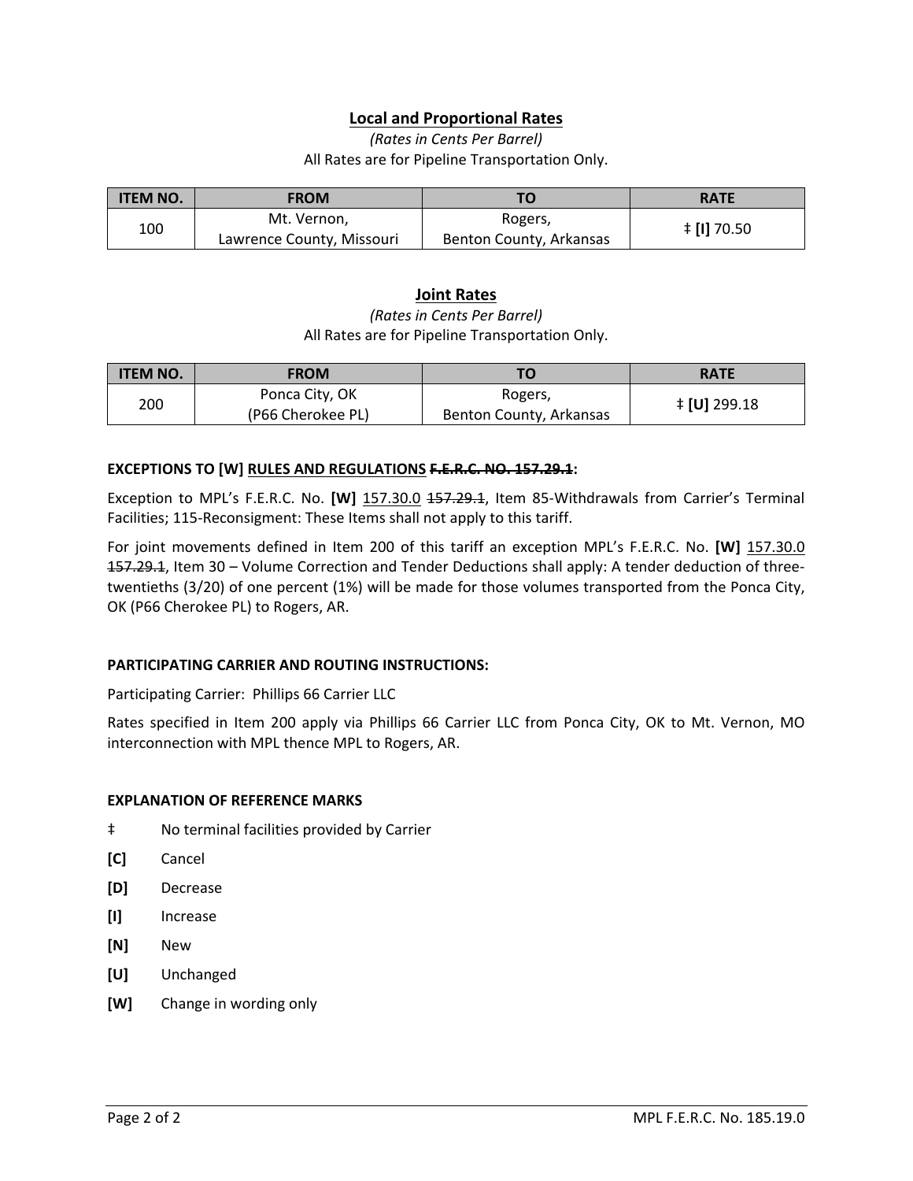## Local and Proportional Rates

*(Rates in Cents Per Barrel)*

All Rates are for Pipeline Transportation Only.

| ITEM NO. | FROM | TO | RATE |
|---|---|---|---|
| 100 | Mt. Vernon, Lawrence County, Missouri | Rogers, Benton County, Arkansas | ‡ **[I]** 70.50 |

## Joint Rates

*(Rates in Cents Per Barrel)*

All Rates are for Pipeline Transportation Only.

| ITEM NO. | FROM | TO | RATE |
|---|---|---|---|
| 200 | Ponca City, OK (P66 Cherokee PL) | Rogers, Benton County, Arkansas | ‡ **[U]** 299.18 |

**EXCEPTIONS TO [W] <u>RULES AND REGULATIONS</u> ~~F.E.R.C. NO. 157.29.1~~:**

Exception to MPL's F.E.R.C. No. **[W]** <u>157.30.0</u> ~~157.29.1~~, Item 85-Withdrawals from Carrier's Terminal Facilities; 115-Reconsigment: These Items shall not apply to this tariff.

For joint movements defined in Item 200 of this tariff an exception MPL's F.E.R.C. No. **[W]** <u>157.30.0</u> ~~157.29.1~~, Item 30 – Volume Correction and Tender Deductions shall apply: A tender deduction of three-twentieths (3/20) of one percent (1%) will be made for those volumes transported from the Ponca City, OK (P66 Cherokee PL) to Rogers, AR.

**PARTICIPATING CARRIER AND ROUTING INSTRUCTIONS:**

Participating Carrier: Phillips 66 Carrier LLC

Rates specified in Item 200 apply via Phillips 66 Carrier LLC from Ponca City, OK to Mt. Vernon, MO interconnection with MPL thence MPL to Rogers, AR.

**EXPLANATION OF REFERENCE MARKS**

- ‡ No terminal facilities provided by Carrier
- **[C]** Cancel
- **[D]** Decrease
- **[I]** Increase
- **[N]** New
- **[U]** Unchanged
- **[W]** Change in wording only